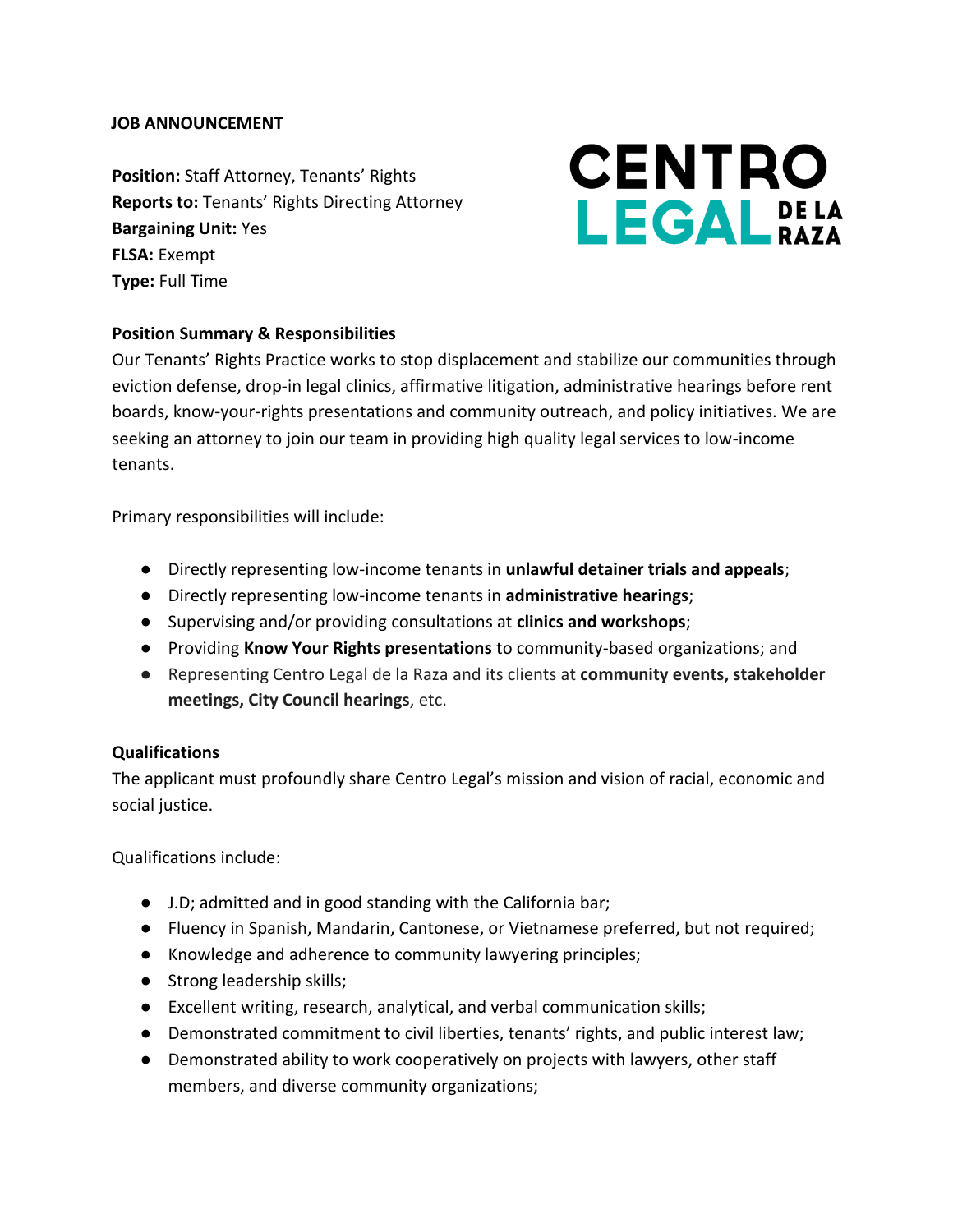**JOB ANNOUNCEMENT**

CENTRO LEGAL DE LA RAZA

**Position:** Staff Attorney, Tenants' Rights
**Reports to:** Tenants' Rights Directing Attorney
**Bargaining Unit:** Yes
**FLSA:** Exempt
**Type:** Full Time

**Position Summary & Responsibilities**

Our Tenants' Rights Practice works to stop displacement and stabilize our communities through eviction defense, drop-in legal clinics, affirmative litigation, administrative hearings before rent boards, know-your-rights presentations and community outreach, and policy initiatives. We are seeking an attorney to join our team in providing high quality legal services to low-income tenants.

Primary responsibilities will include:

- Directly representing low-income tenants in **unlawful detainer trials and appeals**;
- Directly representing low-income tenants in **administrative hearings**;
- Supervising and/or providing consultations at **clinics and workshops**;
- Providing **Know Your Rights presentations** to community-based organizations; and
- Representing Centro Legal de la Raza and its clients at **community events, stakeholder meetings, City Council hearings**, etc.

**Qualifications**

The applicant must profoundly share Centro Legal's mission and vision of racial, economic and social justice.

Qualifications include:

- J.D; admitted and in good standing with the California bar;
- Fluency in Spanish, Mandarin, Cantonese, or Vietnamese preferred, but not required;
- Knowledge and adherence to community lawyering principles;
- Strong leadership skills;
- Excellent writing, research, analytical, and verbal communication skills;
- Demonstrated commitment to civil liberties, tenants' rights, and public interest law;
- Demonstrated ability to work cooperatively on projects with lawyers, other staff members, and diverse community organizations;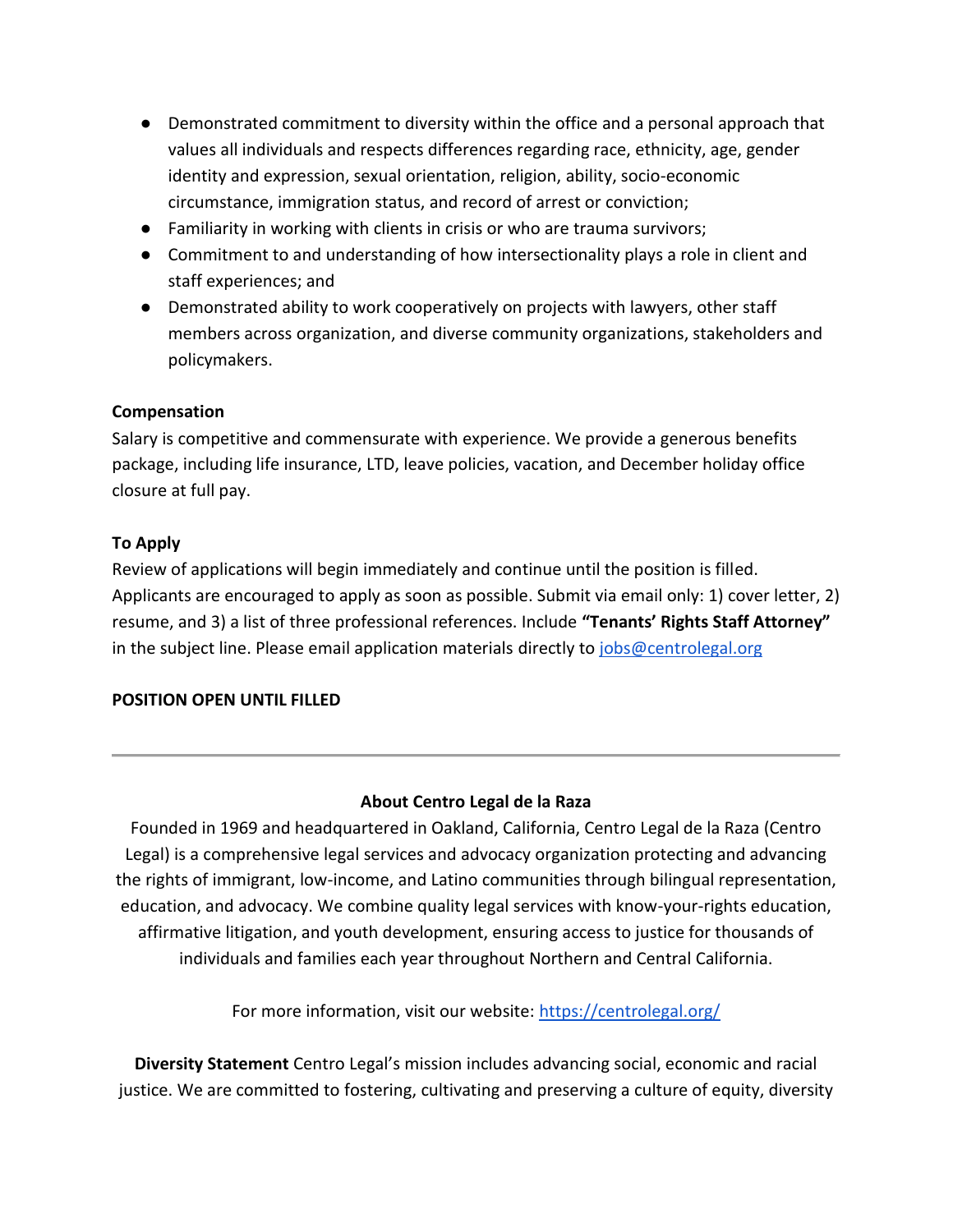- Demonstrated commitment to diversity within the office and a personal approach that values all individuals and respects differences regarding race, ethnicity, age, gender identity and expression, sexual orientation, religion, ability, socio-economic circumstance, immigration status, and record of arrest or conviction;
- Familiarity in working with clients in crisis or who are trauma survivors;
- Commitment to and understanding of how intersectionality plays a role in client and staff experiences; and
- Demonstrated ability to work cooperatively on projects with lawyers, other staff members across organization, and diverse community organizations, stakeholders and policymakers.

**Compensation**

Salary is competitive and commensurate with experience. We provide a generous benefits package, including life insurance, LTD, leave policies, vacation, and December holiday office closure at full pay.

**To Apply**

Review of applications will begin immediately and continue until the position is filled. Applicants are encouraged to apply as soon as possible. Submit via email only: 1) cover letter, 2) resume, and 3) a list of three professional references. Include **"Tenants' Rights Staff Attorney"** in the subject line. Please email application materials directly to jobs@centrolegal.org

**POSITION OPEN UNTIL FILLED**

---

**About Centro Legal de la Raza**

Founded in 1969 and headquartered in Oakland, California, Centro Legal de la Raza (Centro Legal) is a comprehensive legal services and advocacy organization protecting and advancing the rights of immigrant, low-income, and Latino communities through bilingual representation, education, and advocacy. We combine quality legal services with know-your-rights education, affirmative litigation, and youth development, ensuring access to justice for thousands of individuals and families each year throughout Northern and Central California.

For more information, visit our website: https://centrolegal.org/

**Diversity Statement** Centro Legal's mission includes advancing social, economic and racial justice. We are committed to fostering, cultivating and preserving a culture of equity, diversity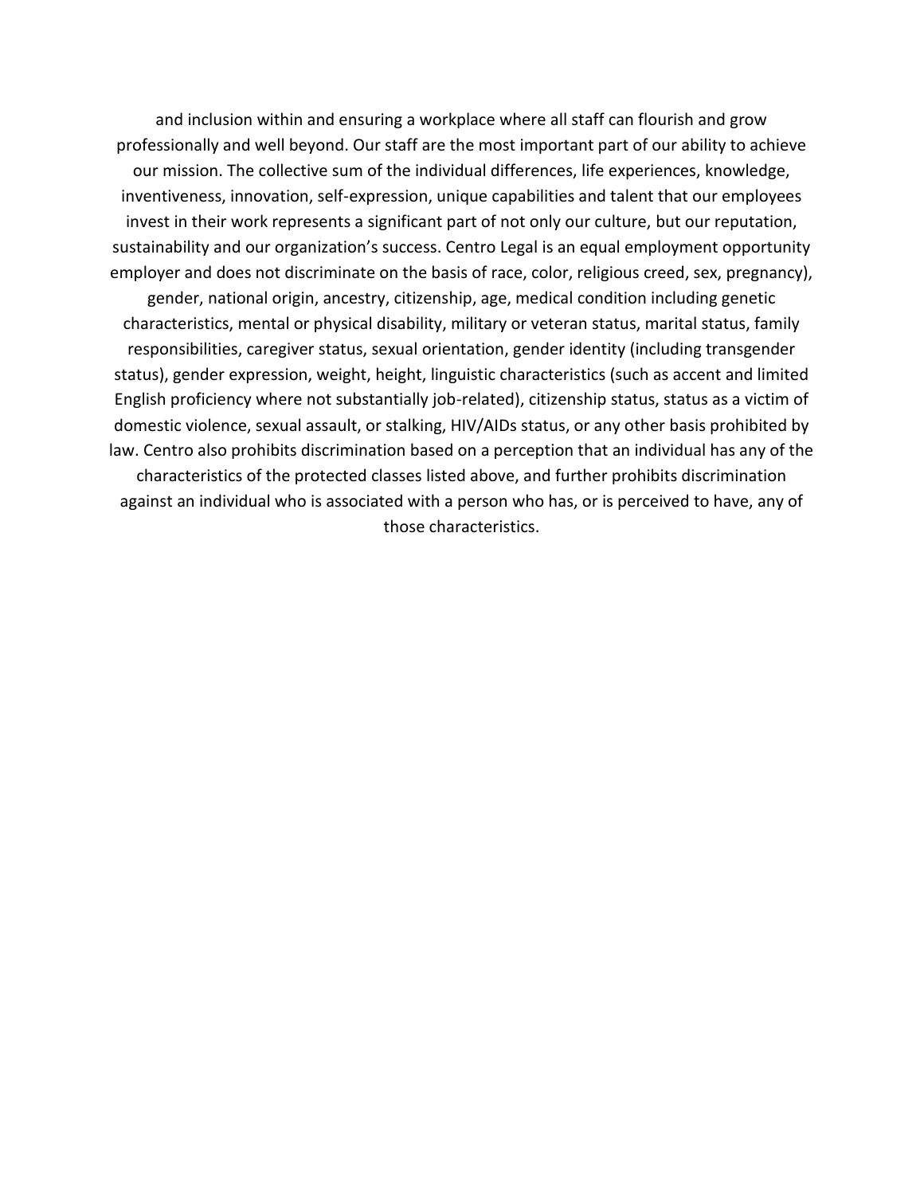and inclusion within and ensuring a workplace where all staff can flourish and grow professionally and well beyond. Our staff are the most important part of our ability to achieve our mission. The collective sum of the individual differences, life experiences, knowledge, inventiveness, innovation, self-expression, unique capabilities and talent that our employees invest in their work represents a significant part of not only our culture, but our reputation, sustainability and our organization's success. Centro Legal is an equal employment opportunity employer and does not discriminate on the basis of race, color, religious creed, sex, pregnancy), gender, national origin, ancestry, citizenship, age, medical condition including genetic characteristics, mental or physical disability, military or veteran status, marital status, family responsibilities, caregiver status, sexual orientation, gender identity (including transgender status), gender expression, weight, height, linguistic characteristics (such as accent and limited English proficiency where not substantially job-related), citizenship status, status as a victim of domestic violence, sexual assault, or stalking, HIV/AIDs status, or any other basis prohibited by law. Centro also prohibits discrimination based on a perception that an individual has any of the characteristics of the protected classes listed above, and further prohibits discrimination against an individual who is associated with a person who has, or is perceived to have, any of those characteristics.